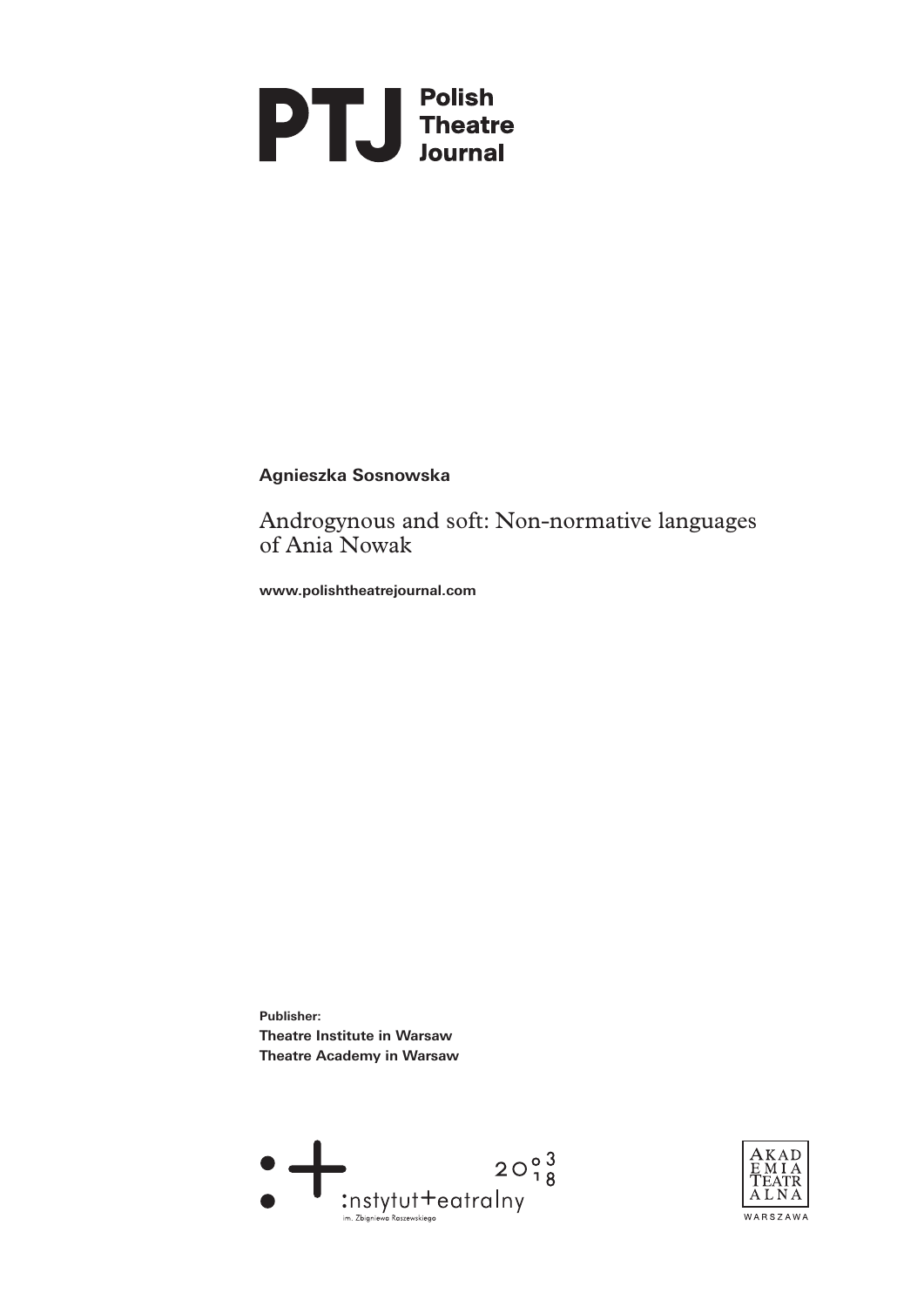**PTJ** Polish Theatre Journal

**Agnieszka Sosnowska**

# Androgynous and soft: Non-normative languages of Ania Nowak

**www.polishtheatrejournal.com**

**Publisher:**
**Theatre Institute in Warsaw**
**Theatre Academy in Warsaw**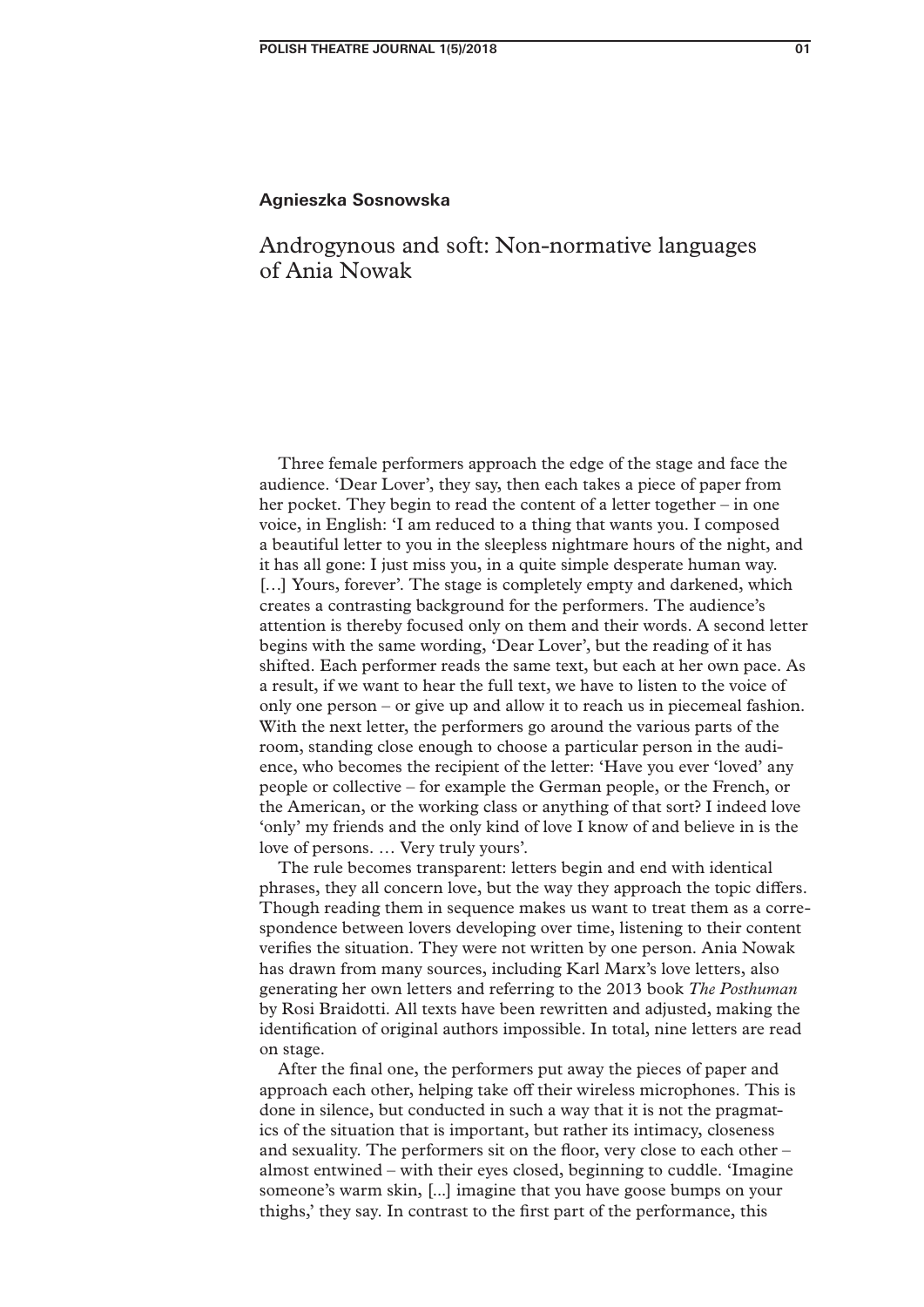**Agnieszka Sosnowska**

# Androgynous and soft: Non-normative languages of Ania Nowak

Three female performers approach the edge of the stage and face the audience. 'Dear Lover', they say, then each takes a piece of paper from her pocket. They begin to read the content of a letter together – in one voice, in English: 'I am reduced to a thing that wants you. I composed a beautiful letter to you in the sleepless nightmare hours of the night, and it has all gone: I just miss you, in a quite simple desperate human way. […] Yours, forever'. The stage is completely empty and darkened, which creates a contrasting background for the performers. The audience's attention is thereby focused only on them and their words. A second letter begins with the same wording, 'Dear Lover', but the reading of it has shifted. Each performer reads the same text, but each at her own pace. As a result, if we want to hear the full text, we have to listen to the voice of only one person – or give up and allow it to reach us in piecemeal fashion. With the next letter, the performers go around the various parts of the room, standing close enough to choose a particular person in the audience, who becomes the recipient of the letter: 'Have you ever 'loved' any people or collective – for example the German people, or the French, or the American, or the working class or anything of that sort? I indeed love 'only' my friends and the only kind of love I know of and believe in is the love of persons. … Very truly yours'.

The rule becomes transparent: letters begin and end with identical phrases, they all concern love, but the way they approach the topic differs. Though reading them in sequence makes us want to treat them as a correspondence between lovers developing over time, listening to their content verifies the situation. They were not written by one person. Ania Nowak has drawn from many sources, including Karl Marx's love letters, also generating her own letters and referring to the 2013 book *The Posthuman* by Rosi Braidotti. All texts have been rewritten and adjusted, making the identification of original authors impossible. In total, nine letters are read on stage.

After the final one, the performers put away the pieces of paper and approach each other, helping take off their wireless microphones. This is done in silence, but conducted in such a way that it is not the pragmatics of the situation that is important, but rather its intimacy, closeness and sexuality. The performers sit on the floor, very close to each other – almost entwined – with their eyes closed, beginning to cuddle. 'Imagine someone's warm skin, [...] imagine that you have goose bumps on your thighs,' they say. In contrast to the first part of the performance, this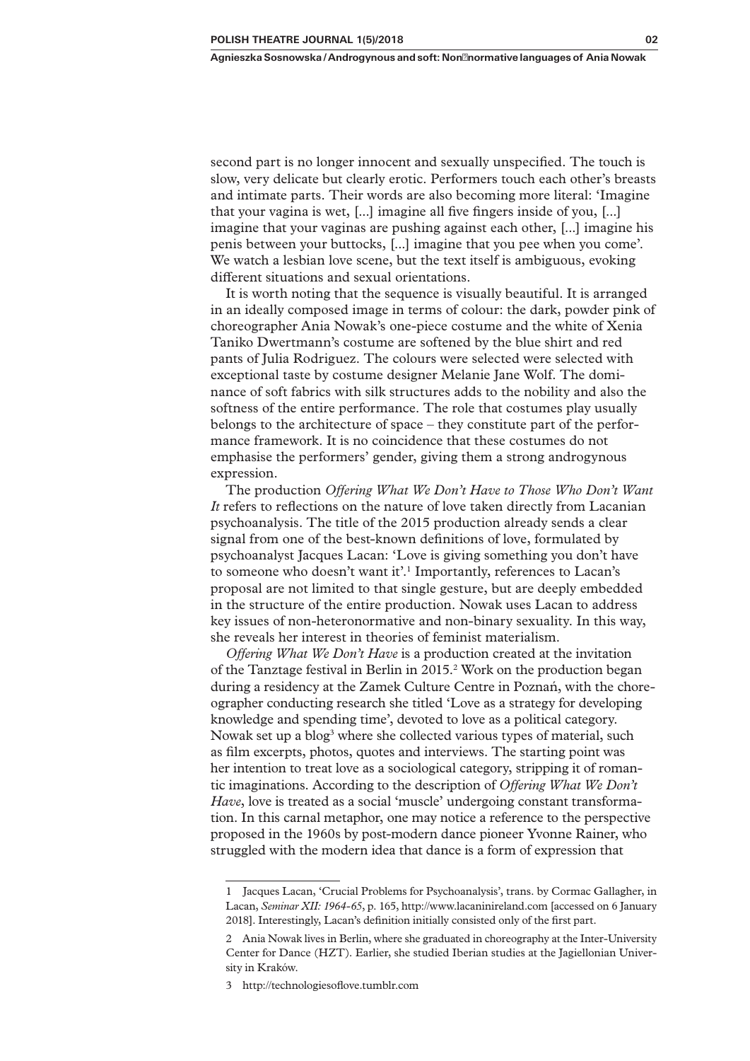second part is no longer innocent and sexually unspecified. The touch is slow, very delicate but clearly erotic. Performers touch each other's breasts and intimate parts. Their words are also becoming more literal: 'Imagine that your vagina is wet, [...] imagine all five fingers inside of you, [...] imagine that your vaginas are pushing against each other, [...] imagine his penis between your buttocks, [...] imagine that you pee when you come'. We watch a lesbian love scene, but the text itself is ambiguous, evoking different situations and sexual orientations.

It is worth noting that the sequence is visually beautiful. It is arranged in an ideally composed image in terms of colour: the dark, powder pink of choreographer Ania Nowak's one-piece costume and the white of Xenia Taniko Dwertmann's costume are softened by the blue shirt and red pants of Julia Rodriguez. The colours were selected were selected with exceptional taste by costume designer Melanie Jane Wolf. The dominance of soft fabrics with silk structures adds to the nobility and also the softness of the entire performance. The role that costumes play usually belongs to the architecture of space – they constitute part of the performance framework. It is no coincidence that these costumes do not emphasise the performers' gender, giving them a strong androgynous expression.

The production *Offering What We Don't Have to Those Who Don't Want It* refers to reflections on the nature of love taken directly from Lacanian psychoanalysis. The title of the 2015 production already sends a clear signal from one of the best-known definitions of love, formulated by psychoanalyst Jacques Lacan: 'Love is giving something you don't have to someone who doesn't want it'.[1] Importantly, references to Lacan's proposal are not limited to that single gesture, but are deeply embedded in the structure of the entire production. Nowak uses Lacan to address key issues of non-heteronormative and non-binary sexuality. In this way, she reveals her interest in theories of feminist materialism.

*Offering What We Don't Have* is a production created at the invitation of the Tanztage festival in Berlin in 2015.[2] Work on the production began during a residency at the Zamek Culture Centre in Poznań, with the choreographer conducting research she titled 'Love as a strategy for developing knowledge and spending time', devoted to love as a political category. Nowak set up a blog[3] where she collected various types of material, such as film excerpts, photos, quotes and interviews. The starting point was her intention to treat love as a sociological category, stripping it of romantic imaginations. According to the description of *Offering What We Don't Have*, love is treated as a social 'muscle' undergoing constant transformation. In this carnal metaphor, one may notice a reference to the perspective proposed in the 1960s by post-modern dance pioneer Yvonne Rainer, who struggled with the modern idea that dance is a form of expression that

---

1 Jacques Lacan, 'Crucial Problems for Psychoanalysis', trans. by Cormac Gallagher, in Lacan, *Seminar XII: 1964-65*, p. 165, http://www.lacaninireland.com [accessed on 6 January 2018]. Interestingly, Lacan's definition initially consisted only of the first part.

2 Ania Nowak lives in Berlin, where she graduated in choreography at the Inter-University Center for Dance (HZT). Earlier, she studied Iberian studies at the Jagiellonian University in Kraków.

3 http://technologiesoflove.tumblr.com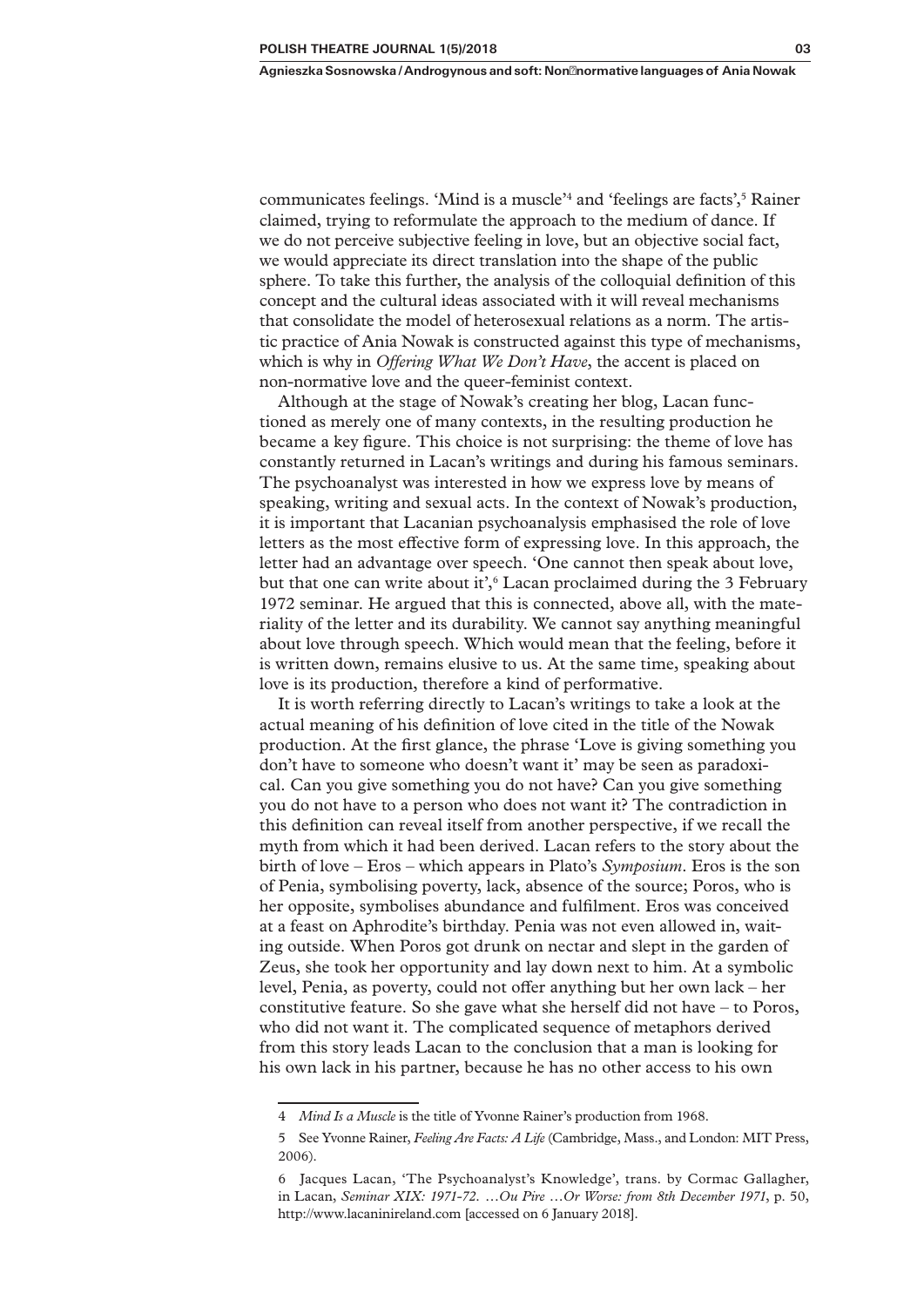communicates feelings. 'Mind is a muscle'[4] and 'feelings are facts',[5] Rainer claimed, trying to reformulate the approach to the medium of dance. If we do not perceive subjective feeling in love, but an objective social fact, we would appreciate its direct translation into the shape of the public sphere. To take this further, the analysis of the colloquial definition of this concept and the cultural ideas associated with it will reveal mechanisms that consolidate the model of heterosexual relations as a norm. The artistic practice of Ania Nowak is constructed against this type of mechanisms, which is why in *Offering What We Don't Have*, the accent is placed on non-normative love and the queer-feminist context.

Although at the stage of Nowak's creating her blog, Lacan functioned as merely one of many contexts, in the resulting production he became a key figure. This choice is not surprising: the theme of love has constantly returned in Lacan's writings and during his famous seminars. The psychoanalyst was interested in how we express love by means of speaking, writing and sexual acts. In the context of Nowak's production, it is important that Lacanian psychoanalysis emphasised the role of love letters as the most effective form of expressing love. In this approach, the letter had an advantage over speech. 'One cannot then speak about love, but that one can write about it',[6] Lacan proclaimed during the 3 February 1972 seminar. He argued that this is connected, above all, with the materiality of the letter and its durability. We cannot say anything meaningful about love through speech. Which would mean that the feeling, before it is written down, remains elusive to us. At the same time, speaking about love is its production, therefore a kind of performative.

It is worth referring directly to Lacan's writings to take a look at the actual meaning of his definition of love cited in the title of the Nowak production. At the first glance, the phrase 'Love is giving something you don't have to someone who doesn't want it' may be seen as paradoxical. Can you give something you do not have? Can you give something you do not have to a person who does not want it? The contradiction in this definition can reveal itself from another perspective, if we recall the myth from which it had been derived. Lacan refers to the story about the birth of love – Eros – which appears in Plato's *Symposium*. Eros is the son of Penia, symbolising poverty, lack, absence of the source; Poros, who is her opposite, symbolises abundance and fulfilment. Eros was conceived at a feast on Aphrodite's birthday. Penia was not even allowed in, waiting outside. When Poros got drunk on nectar and slept in the garden of Zeus, she took her opportunity and lay down next to him. At a symbolic level, Penia, as poverty, could not offer anything but her own lack – her constitutive feature. So she gave what she herself did not have – to Poros, who did not want it. The complicated sequence of metaphors derived from this story leads Lacan to the conclusion that a man is looking for his own lack in his partner, because he has no other access to his own

---

4 *Mind Is a Muscle* is the title of Yvonne Rainer's production from 1968.

5 See Yvonne Rainer, *Feeling Are Facts: A Life* (Cambridge, Mass., and London: MIT Press, 2006).

6 Jacques Lacan, 'The Psychoanalyst's Knowledge', trans. by Cormac Gallagher, in Lacan, *Seminar XIX: 1971-72. …Ou Pire …Or Worse: from 8th December 1971*, p. 50, http://www.lacaninireland.com [accessed on 6 January 2018].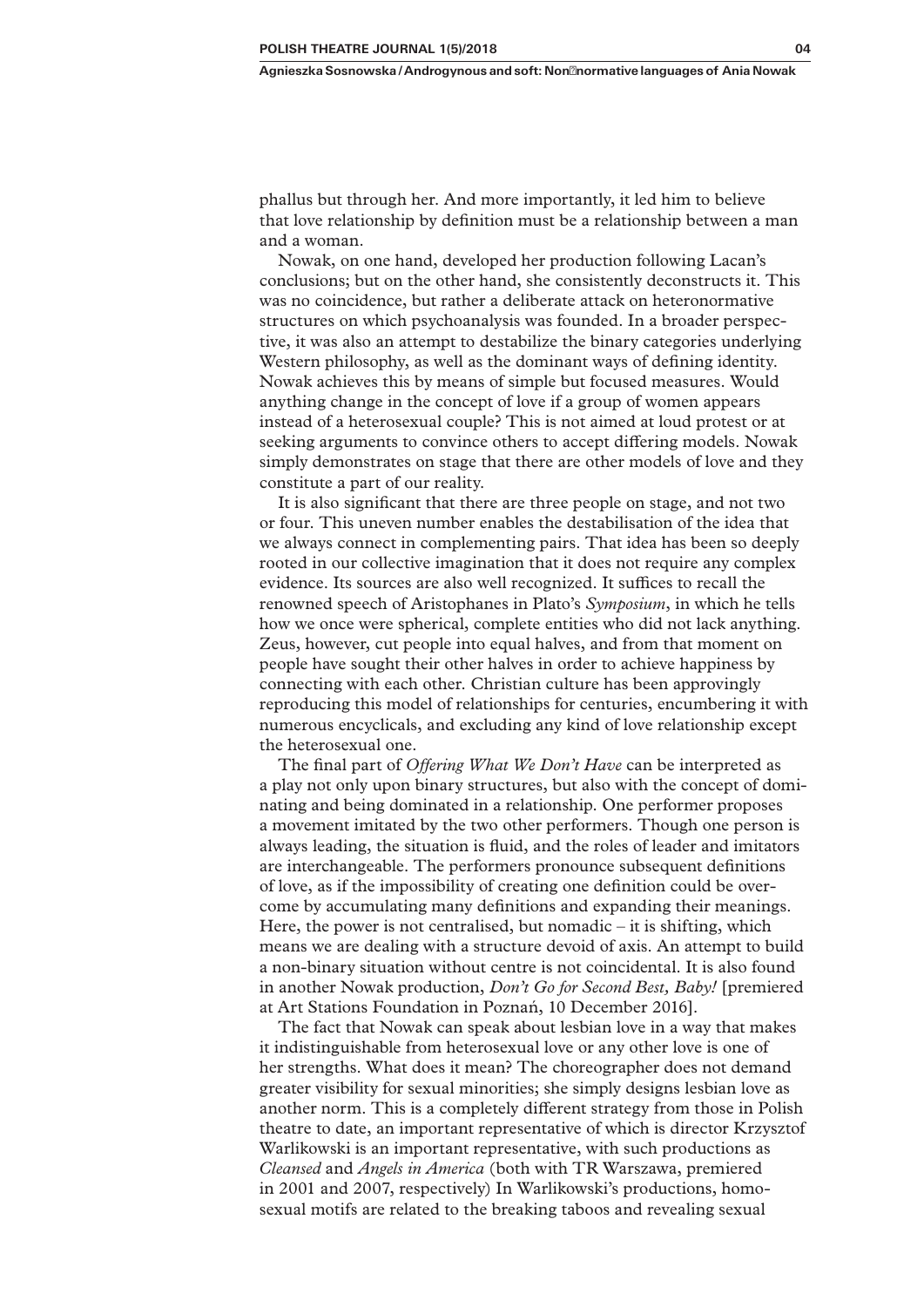phallus but through her. And more importantly, it led him to believe that love relationship by definition must be a relationship between a man and a woman.

Nowak, on one hand, developed her production following Lacan's conclusions; but on the other hand, she consistently deconstructs it. This was no coincidence, but rather a deliberate attack on heteronormative structures on which psychoanalysis was founded. In a broader perspective, it was also an attempt to destabilize the binary categories underlying Western philosophy, as well as the dominant ways of defining identity. Nowak achieves this by means of simple but focused measures. Would anything change in the concept of love if a group of women appears instead of a heterosexual couple? This is not aimed at loud protest or at seeking arguments to convince others to accept differing models. Nowak simply demonstrates on stage that there are other models of love and they constitute a part of our reality.

It is also significant that there are three people on stage, and not two or four. This uneven number enables the destabilisation of the idea that we always connect in complementing pairs. That idea has been so deeply rooted in our collective imagination that it does not require any complex evidence. Its sources are also well recognized. It suffices to recall the renowned speech of Aristophanes in Plato's *Symposium*, in which he tells how we once were spherical, complete entities who did not lack anything. Zeus, however, cut people into equal halves, and from that moment on people have sought their other halves in order to achieve happiness by connecting with each other. Christian culture has been approvingly reproducing this model of relationships for centuries, encumbering it with numerous encyclicals, and excluding any kind of love relationship except the heterosexual one.

The final part of *Offering What We Don't Have* can be interpreted as a play not only upon binary structures, but also with the concept of dominating and being dominated in a relationship. One performer proposes a movement imitated by the two other performers. Though one person is always leading, the situation is fluid, and the roles of leader and imitators are interchangeable. The performers pronounce subsequent definitions of love, as if the impossibility of creating one definition could be overcome by accumulating many definitions and expanding their meanings. Here, the power is not centralised, but nomadic – it is shifting, which means we are dealing with a structure devoid of axis. An attempt to build a non-binary situation without centre is not coincidental. It is also found in another Nowak production, *Don't Go for Second Best, Baby!* [premiered at Art Stations Foundation in Poznań, 10 December 2016].

The fact that Nowak can speak about lesbian love in a way that makes it indistinguishable from heterosexual love or any other love is one of her strengths. What does it mean? The choreographer does not demand greater visibility for sexual minorities; she simply designs lesbian love as another norm. This is a completely different strategy from those in Polish theatre to date, an important representative of which is director Krzysztof Warlikowski is an important representative, with such productions as *Cleansed* and *Angels in America* (both with TR Warszawa, premiered in 2001 and 2007, respectively) In Warlikowski's productions, homosexual motifs are related to the breaking taboos and revealing sexual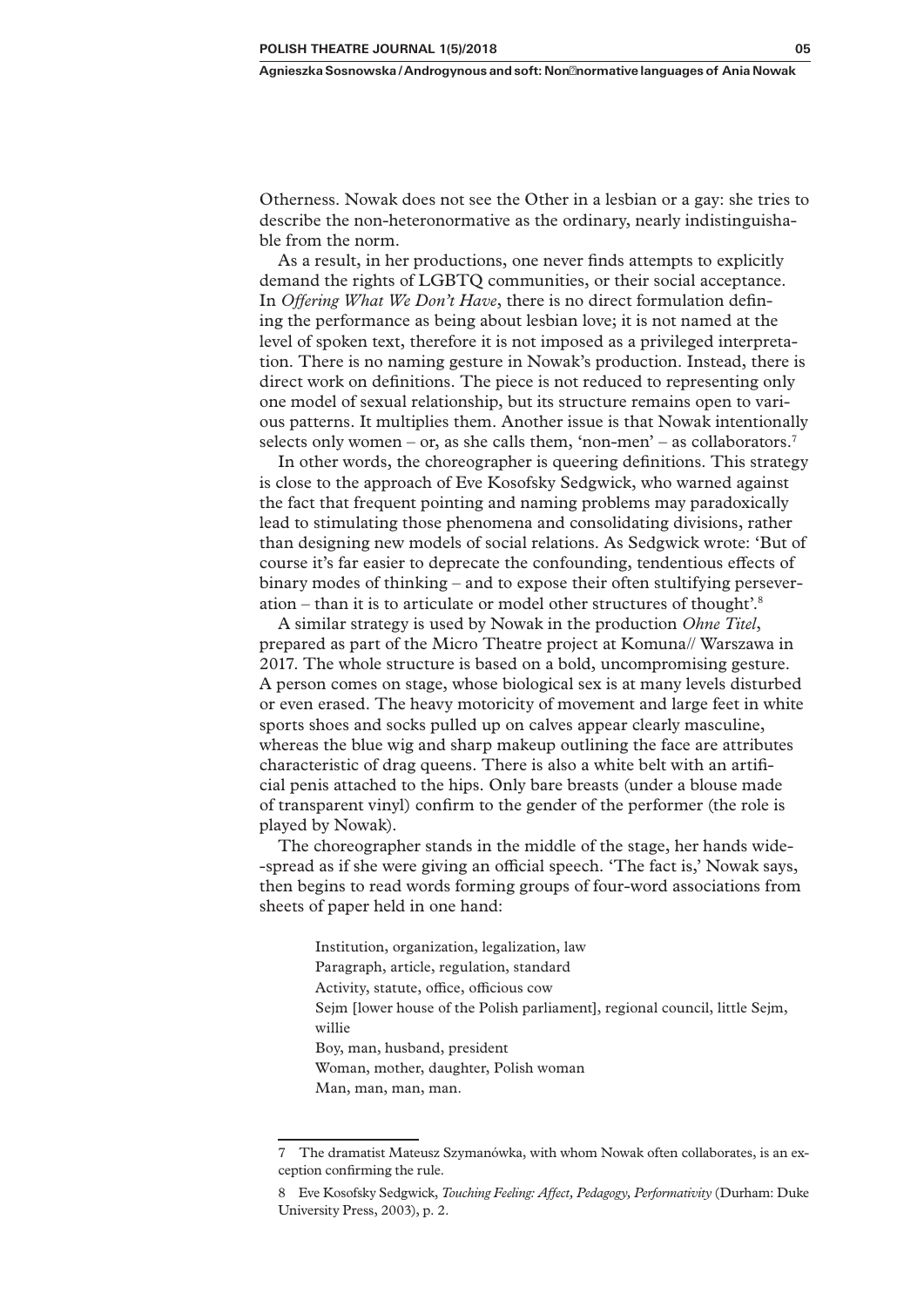Otherness. Nowak does not see the Other in a lesbian or a gay: she tries to describe the non-heteronormative as the ordinary, nearly indistinguishable from the norm.

As a result, in her productions, one never finds attempts to explicitly demand the rights of LGBTQ communities, or their social acceptance. In *Offering What We Don't Have*, there is no direct formulation defining the performance as being about lesbian love; it is not named at the level of spoken text, therefore it is not imposed as a privileged interpretation. There is no naming gesture in Nowak's production. Instead, there is direct work on definitions. The piece is not reduced to representing only one model of sexual relationship, but its structure remains open to various patterns. It multiplies them. Another issue is that Nowak intentionally selects only women – or, as she calls them, 'non-men' – as collaborators.[7]

In other words, the choreographer is queering definitions. This strategy is close to the approach of Eve Kosofsky Sedgwick, who warned against the fact that frequent pointing and naming problems may paradoxically lead to stimulating those phenomena and consolidating divisions, rather than designing new models of social relations. As Sedgwick wrote: 'But of course it's far easier to deprecate the confounding, tendentious effects of binary modes of thinking – and to expose their often stultifying perseveration – than it is to articulate or model other structures of thought'.[8]

A similar strategy is used by Nowak in the production *Ohne Titel*, prepared as part of the Micro Theatre project at Komuna// Warszawa in 2017. The whole structure is based on a bold, uncompromising gesture. A person comes on stage, whose biological sex is at many levels disturbed or even erased. The heavy motoricity of movement and large feet in white sports shoes and socks pulled up on calves appear clearly masculine, whereas the blue wig and sharp makeup outlining the face are attributes characteristic of drag queens. There is also a white belt with an artificial penis attached to the hips. Only bare breasts (under a blouse made of transparent vinyl) confirm to the gender of the performer (the role is played by Nowak).

The choreographer stands in the middle of the stage, her hands wide-spread as if she were giving an official speech. 'The fact is,' Nowak says, then begins to read words forming groups of four-word associations from sheets of paper held in one hand:

> Institution, organization, legalization, law
> Paragraph, article, regulation, standard
> Activity, statute, office, officious cow
> Sejm [lower house of the Polish parliament], regional council, little Sejm, willie
> Boy, man, husband, president
> Woman, mother, daughter, Polish woman
> Man, man, man, man.

---

7 The dramatist Mateusz Szymanówka, with whom Nowak often collaborates, is an exception confirming the rule.

8 Eve Kosofsky Sedgwick, *Touching Feeling: Affect, Pedagogy, Performativity* (Durham: Duke University Press, 2003), p. 2.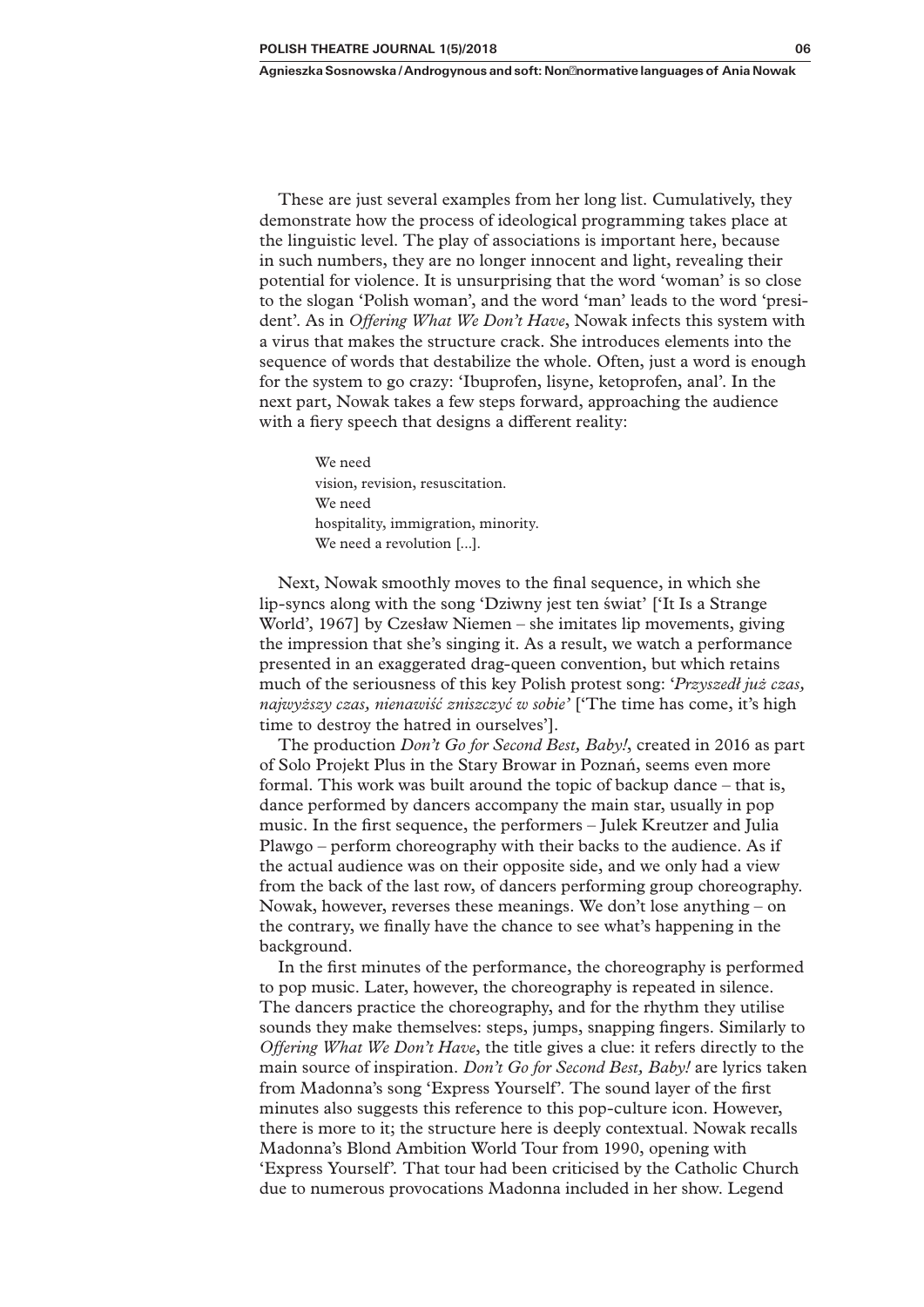These are just several examples from her long list. Cumulatively, they demonstrate how the process of ideological programming takes place at the linguistic level. The play of associations is important here, because in such numbers, they are no longer innocent and light, revealing their potential for violence. It is unsurprising that the word 'woman' is so close to the slogan 'Polish woman', and the word 'man' leads to the word 'president'. As in *Offering What We Don't Have*, Nowak infects this system with a virus that makes the structure crack. She introduces elements into the sequence of words that destabilize the whole. Often, just a word is enough for the system to go crazy: 'Ibuprofen, lisyne, ketoprofen, anal'. In the next part, Nowak takes a few steps forward, approaching the audience with a fiery speech that designs a different reality:

> We need
> vision, revision, resuscitation.
> We need
> hospitality, immigration, minority.
> We need a revolution [...].

Next, Nowak smoothly moves to the final sequence, in which she lip-syncs along with the song 'Dziwny jest ten świat' ['It Is a Strange World', 1967] by Czesław Niemen – she imitates lip movements, giving the impression that she's singing it. As a result, we watch a performance presented in an exaggerated drag-queen convention, but which retains much of the seriousness of this key Polish protest song: '*Przyszedł już czas, najwyższy czas, nienawiść zniszczyć w sobie*' ['The time has come, it's high time to destroy the hatred in ourselves'].

The production *Don't Go for Second Best, Baby!*, created in 2016 as part of Solo Projekt Plus in the Stary Browar in Poznań, seems even more formal. This work was built around the topic of backup dance – that is, dance performed by dancers accompany the main star, usually in pop music. In the first sequence, the performers – Julek Kreutzer and Julia Plawgo – perform choreography with their backs to the audience. As if the actual audience was on their opposite side, and we only had a view from the back of the last row, of dancers performing group choreography. Nowak, however, reverses these meanings. We don't lose anything – on the contrary, we finally have the chance to see what's happening in the background.

In the first minutes of the performance, the choreography is performed to pop music. Later, however, the choreography is repeated in silence. The dancers practice the choreography, and for the rhythm they utilise sounds they make themselves: steps, jumps, snapping fingers. Similarly to *Offering What We Don't Have*, the title gives a clue: it refers directly to the main source of inspiration. *Don't Go for Second Best, Baby!* are lyrics taken from Madonna's song 'Express Yourself'. The sound layer of the first minutes also suggests this reference to this pop-culture icon. However, there is more to it; the structure here is deeply contextual. Nowak recalls Madonna's Blond Ambition World Tour from 1990, opening with 'Express Yourself'. That tour had been criticised by the Catholic Church due to numerous provocations Madonna included in her show. Legend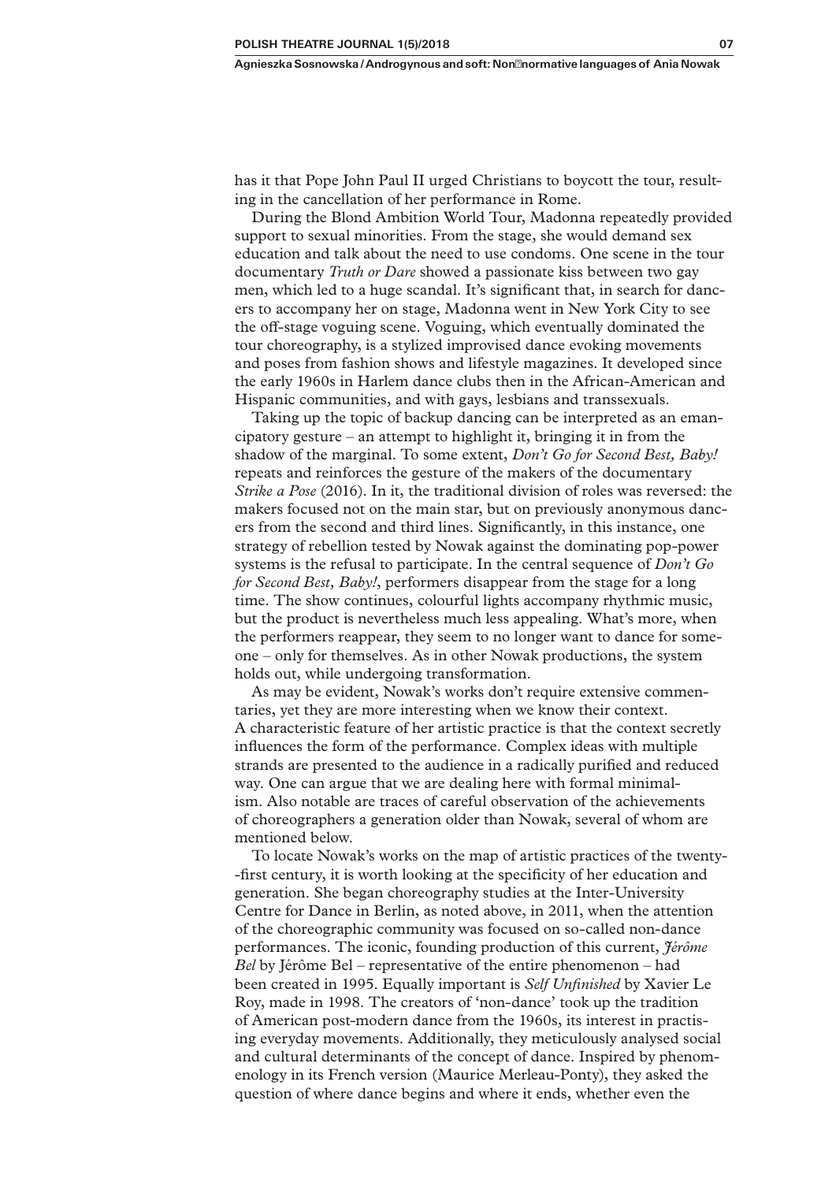has it that Pope John Paul II urged Christians to boycott the tour, resulting in the cancellation of her performance in Rome.

During the Blond Ambition World Tour, Madonna repeatedly provided support to sexual minorities. From the stage, she would demand sex education and talk about the need to use condoms. One scene in the tour documentary *Truth or Dare* showed a passionate kiss between two gay men, which led to a huge scandal. It's significant that, in search for dancers to accompany her on stage, Madonna went in New York City to see the off-stage voguing scene. Voguing, which eventually dominated the tour choreography, is a stylized improvised dance evoking movements and poses from fashion shows and lifestyle magazines. It developed since the early 1960s in Harlem dance clubs then in the African-American and Hispanic communities, and with gays, lesbians and transsexuals.

Taking up the topic of backup dancing can be interpreted as an emancipatory gesture – an attempt to highlight it, bringing it in from the shadow of the marginal. To some extent, *Don't Go for Second Best, Baby!* repeats and reinforces the gesture of the makers of the documentary *Strike a Pose* (2016). In it, the traditional division of roles was reversed: the makers focused not on the main star, but on previously anonymous dancers from the second and third lines. Significantly, in this instance, one strategy of rebellion tested by Nowak against the dominating pop-power systems is the refusal to participate. In the central sequence of *Don't Go for Second Best, Baby!*, performers disappear from the stage for a long time. The show continues, colourful lights accompany rhythmic music, but the product is nevertheless much less appealing. What's more, when the performers reappear, they seem to no longer want to dance for someone – only for themselves. As in other Nowak productions, the system holds out, while undergoing transformation.

As may be evident, Nowak's works don't require extensive commentaries, yet they are more interesting when we know their context. A characteristic feature of her artistic practice is that the context secretly influences the form of the performance. Complex ideas with multiple strands are presented to the audience in a radically purified and reduced way. One can argue that we are dealing here with formal minimalism. Also notable are traces of careful observation of the achievements of choreographers a generation older than Nowak, several of whom are mentioned below.

To locate Nowak's works on the map of artistic practices of the twenty-first century, it is worth looking at the specificity of her education and generation. She began choreography studies at the Inter-University Centre for Dance in Berlin, as noted above, in 2011, when the attention of the choreographic community was focused on so-called non-dance performances. The iconic, founding production of this current, *Jérôme Bel* by Jérôme Bel – representative of the entire phenomenon – had been created in 1995. Equally important is *Self Unfinished* by Xavier Le Roy, made in 1998. The creators of 'non-dance' took up the tradition of American post-modern dance from the 1960s, its interest in practising everyday movements. Additionally, they meticulously analysed social and cultural determinants of the concept of dance. Inspired by phenomenology in its French version (Maurice Merleau-Ponty), they asked the question of where dance begins and where it ends, whether even the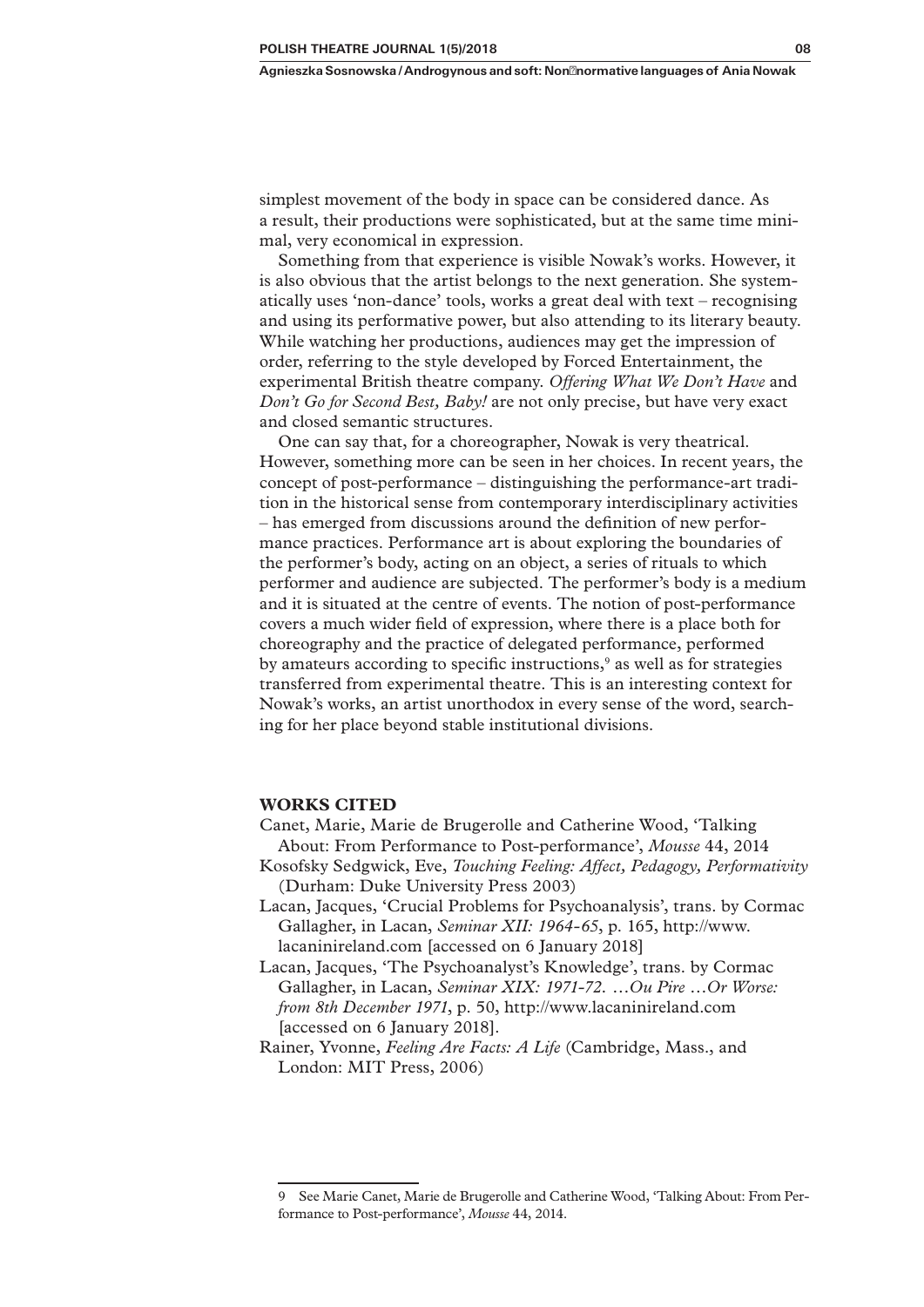simplest movement of the body in space can be considered dance. As a result, their productions were sophisticated, but at the same time minimal, very economical in expression.

Something from that experience is visible Nowak's works. However, it is also obvious that the artist belongs to the next generation. She systematically uses 'non-dance' tools, works a great deal with text – recognising and using its performative power, but also attending to its literary beauty. While watching her productions, audiences may get the impression of order, referring to the style developed by Forced Entertainment, the experimental British theatre company. *Offering What We Don't Have* and *Don't Go for Second Best, Baby!* are not only precise, but have very exact and closed semantic structures.

One can say that, for a choreographer, Nowak is very theatrical. However, something more can be seen in her choices. In recent years, the concept of post-performance – distinguishing the performance-art tradition in the historical sense from contemporary interdisciplinary activities – has emerged from discussions around the definition of new performance practices. Performance art is about exploring the boundaries of the performer's body, acting on an object, a series of rituals to which performer and audience are subjected. The performer's body is a medium and it is situated at the centre of events. The notion of post-performance covers a much wider field of expression, where there is a place both for choreography and the practice of delegated performance, performed by amateurs according to specific instructions,[9] as well as for strategies transferred from experimental theatre. This is an interesting context for Nowak's works, an artist unorthodox in every sense of the word, searching for her place beyond stable institutional divisions.

## WORKS CITED

Canet, Marie, Marie de Brugerolle and Catherine Wood, 'Talking About: From Performance to Post-performance', *Mousse* 44, 2014

Kosofsky Sedgwick, Eve, *Touching Feeling: Affect, Pedagogy, Performativity* (Durham: Duke University Press 2003)

Lacan, Jacques, 'Crucial Problems for Psychoanalysis', trans. by Cormac Gallagher, in Lacan, *Seminar XII: 1964-65*, p. 165, http://www.lacaninireland.com [accessed on 6 January 2018]

Lacan, Jacques, 'The Psychoanalyst's Knowledge', trans. by Cormac Gallagher, in Lacan, *Seminar XIX: 1971-72. …Ou Pire …Or Worse: from 8th December 1971*, p. 50, http://www.lacaninireland.com [accessed on 6 January 2018].

Rainer, Yvonne, *Feeling Are Facts: A Life* (Cambridge, Mass., and London: MIT Press, 2006)

---

9 See Marie Canet, Marie de Brugerolle and Catherine Wood, 'Talking About: From Performance to Post-performance', *Mousse* 44, 2014.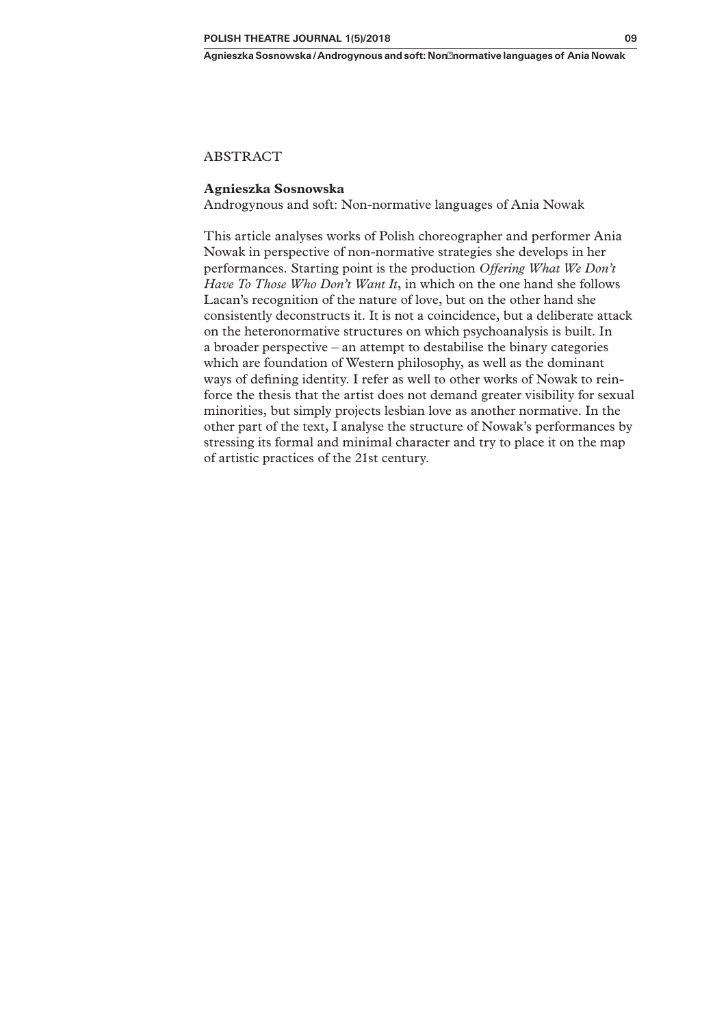## ABSTRACT

**Agnieszka Sosnowska**

Androgynous and soft: Non-normative languages of Ania Nowak

This article analyses works of Polish choreographer and performer Ania Nowak in perspective of non-normative strategies she develops in her performances. Starting point is the production *Offering What We Don't Have To Those Who Don't Want It*, in which on the one hand she follows Lacan's recognition of the nature of love, but on the other hand she consistently deconstructs it. It is not a coincidence, but a deliberate attack on the heteronormative structures on which psychoanalysis is built. In a broader perspective – an attempt to destabilise the binary categories which are foundation of Western philosophy, as well as the dominant ways of defining identity. I refer as well to other works of Nowak to reinforce the thesis that the artist does not demand greater visibility for sexual minorities, but simply projects lesbian love as another normative. In the other part of the text, I analyse the structure of Nowak's performances by stressing its formal and minimal character and try to place it on the map of artistic practices of the 21st century.